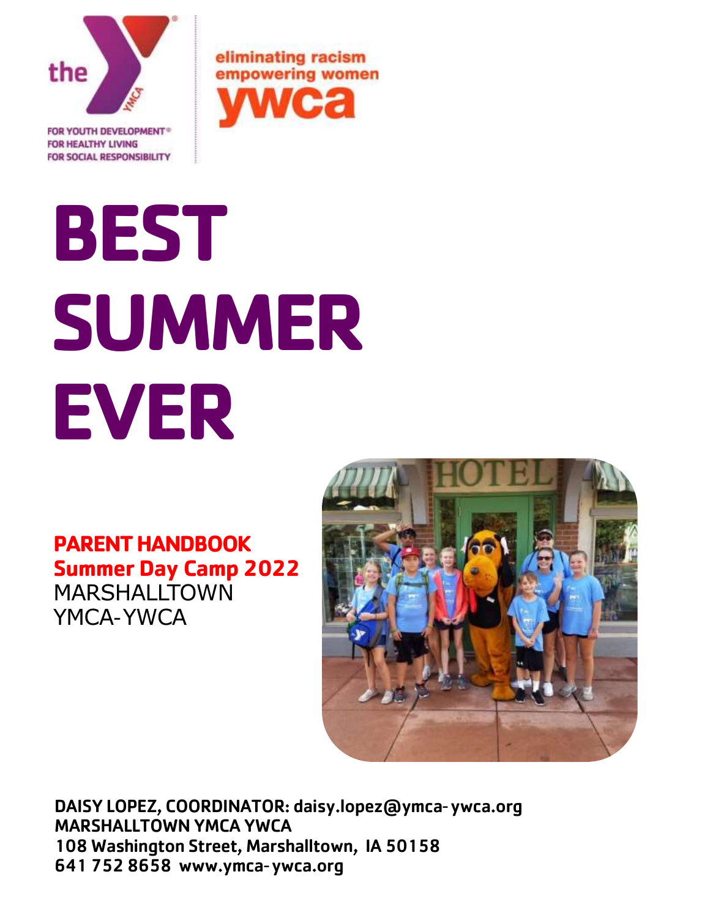the

FOR YOUTH DEVELOPMENT®
FOR HEALTHY LIVING
FOR SOCIAL RESPONSIBILITY

eliminating racism
empowering women
ywca

# BEST SUMMER EVER

**PARENT HANDBOOK**
**Summer Day Camp 2022**
MARSHALLTOWN
YMCA-YWCA

**DAISY LOPEZ, COORDINATOR: daisy.lopez@ymca-ywca.org**
**MARSHALLTOWN YMCA YWCA**
**108 Washington Street, Marshalltown, IA 50158**
**641 752 8658 www.ymca-ywca.org**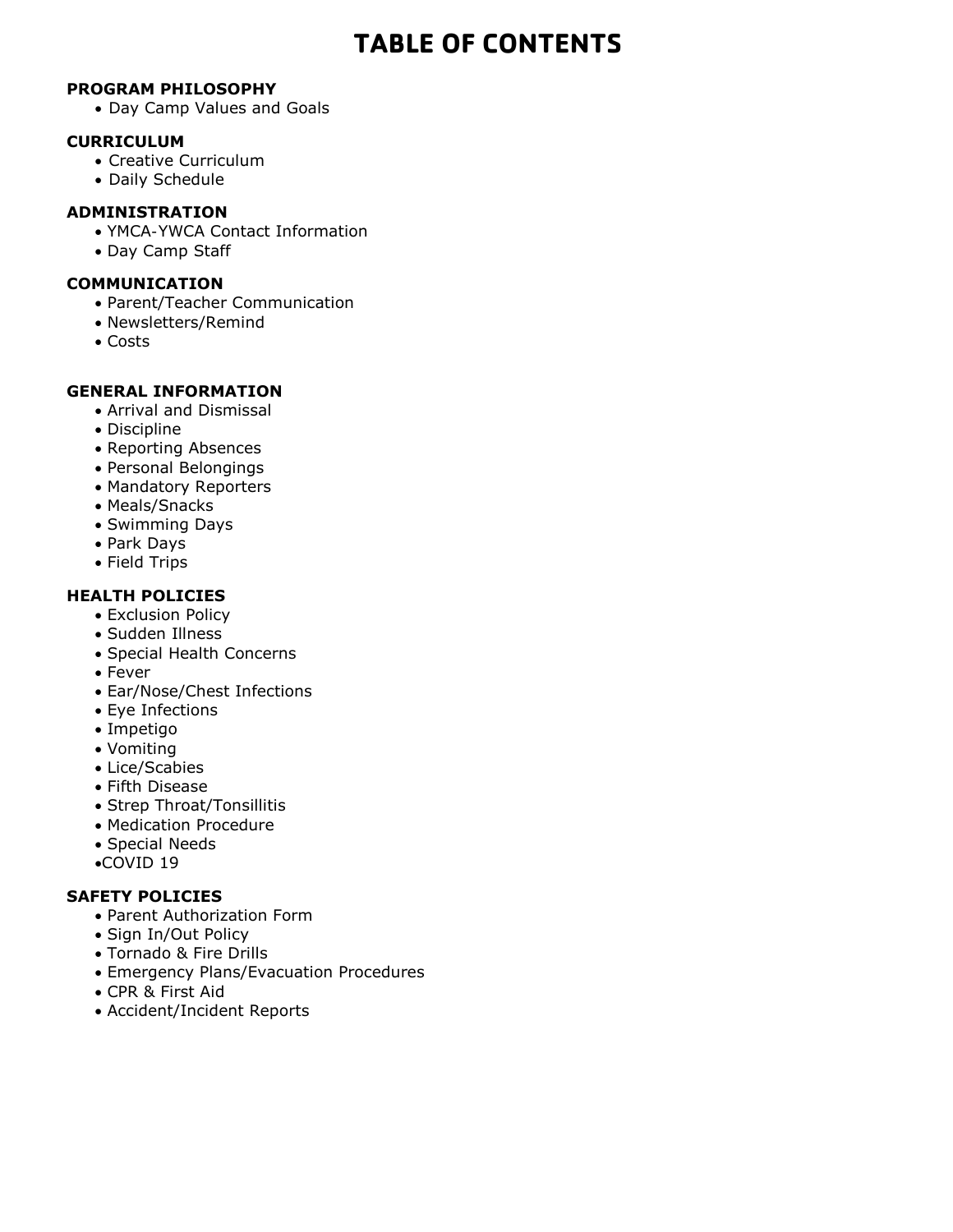# TABLE OF CONTENTS

**PROGRAM PHILOSOPHY**

- Day Camp Values and Goals

**CURRICULUM**

- Creative Curriculum
- Daily Schedule

**ADMINISTRATION**

- YMCA-YWCA Contact Information
- Day Camp Staff

**COMMUNICATION**

- Parent/Teacher Communication
- Newsletters/Remind
- Costs

**GENERAL INFORMATION**

- Arrival and Dismissal
- Discipline
- Reporting Absences
- Personal Belongings
- Mandatory Reporters
- Meals/Snacks
- Swimming Days
- Park Days
- Field Trips

**HEALTH POLICIES**

- Exclusion Policy
- Sudden Illness
- Special Health Concerns
- Fever
- Ear/Nose/Chest Infections
- Eye Infections
- Impetigo
- Vomiting
- Lice/Scabies
- Fifth Disease
- Strep Throat/Tonsillitis
- Medication Procedure
- Special Needs
- COVID 19

**SAFETY POLICIES**

- Parent Authorization Form
- Sign In/Out Policy
- Tornado & Fire Drills
- Emergency Plans/Evacuation Procedures
- CPR & First Aid
- Accident/Incident Reports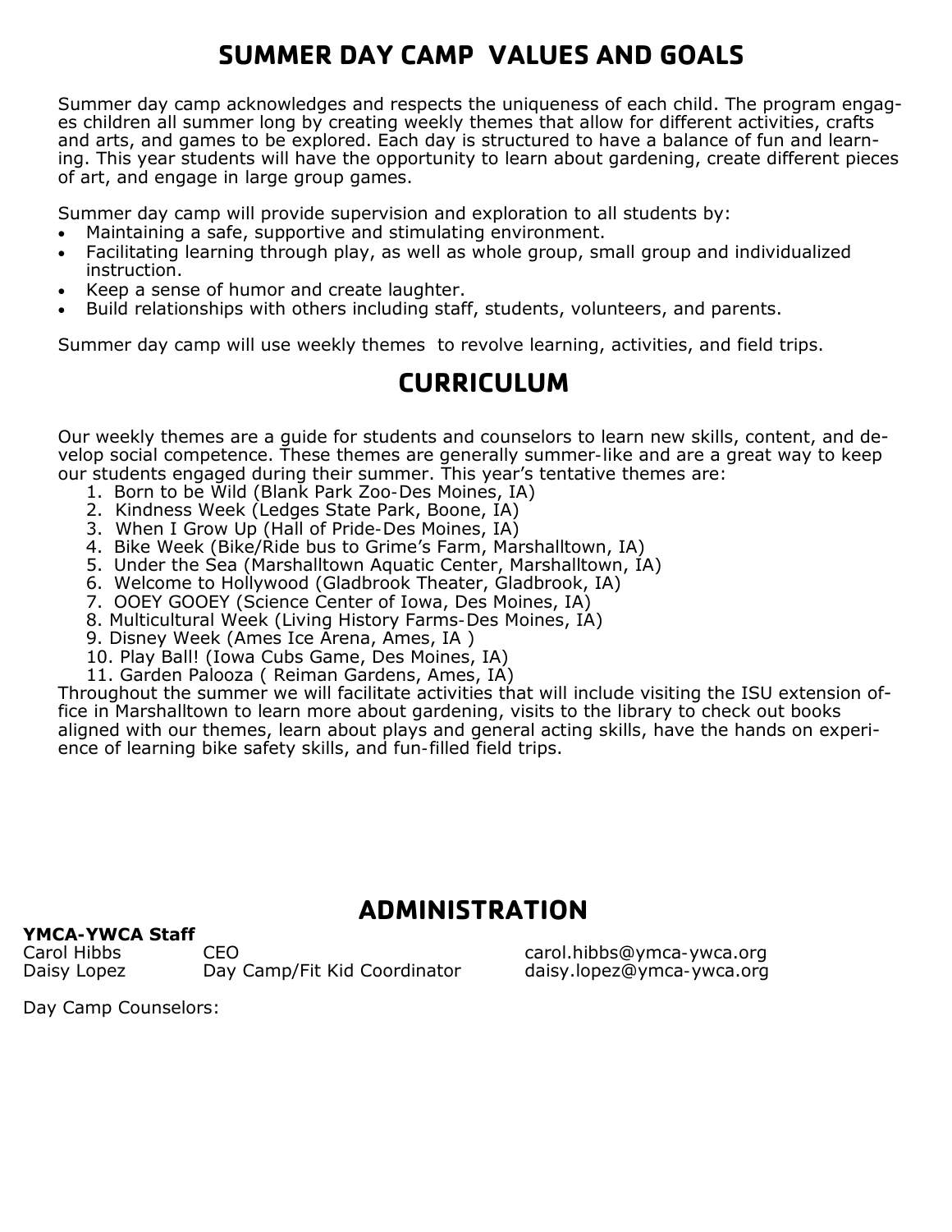# SUMMER DAY CAMP VALUES AND GOALS

Summer day camp acknowledges and respects the uniqueness of each child. The program engages children all summer long by creating weekly themes that allow for different activities, crafts and arts, and games to be explored. Each day is structured to have a balance of fun and learning. This year students will have the opportunity to learn about gardening, create different pieces of art, and engage in large group games.

Summer day camp will provide supervision and exploration to all students by:

- Maintaining a safe, supportive and stimulating environment.
- Facilitating learning through play, as well as whole group, small group and individualized instruction.
- Keep a sense of humor and create laughter.
- Build relationships with others including staff, students, volunteers, and parents.

Summer day camp will use weekly themes to revolve learning, activities, and field trips.

# CURRICULUM

Our weekly themes are a guide for students and counselors to learn new skills, content, and develop social competence. These themes are generally summer-like and are a great way to keep our students engaged during their summer. This year's tentative themes are:

1. Born to be Wild (Blank Park Zoo-Des Moines, IA)
2. Kindness Week (Ledges State Park, Boone, IA)
3. When I Grow Up (Hall of Pride-Des Moines, IA)
4. Bike Week (Bike/Ride bus to Grime's Farm, Marshalltown, IA)
5. Under the Sea (Marshalltown Aquatic Center, Marshalltown, IA)
6. Welcome to Hollywood (Gladbrook Theater, Gladbrook, IA)
7. OOEY GOOEY (Science Center of Iowa, Des Moines, IA)
8. Multicultural Week (Living History Farms-Des Moines, IA)
9. Disney Week (Ames Ice Arena, Ames, IA )
10. Play Ball! (Iowa Cubs Game, Des Moines, IA)
11. Garden Palooza ( Reiman Gardens, Ames, IA)

Throughout the summer we will facilitate activities that will include visiting the ISU extension office in Marshalltown to learn more about gardening, visits to the library to check out books aligned with our themes, learn about plays and general acting skills, have the hands on experience of learning bike safety skills, and fun-filled field trips.

# ADMINISTRATION

**YMCA-YWCA Staff**

| | | |
|---|---|---|
| Carol Hibbs | CEO | carol.hibbs@ymca-ywca.org |
| Daisy Lopez | Day Camp/Fit Kid Coordinator | daisy.lopez@ymca-ywca.org |

Day Camp Counselors: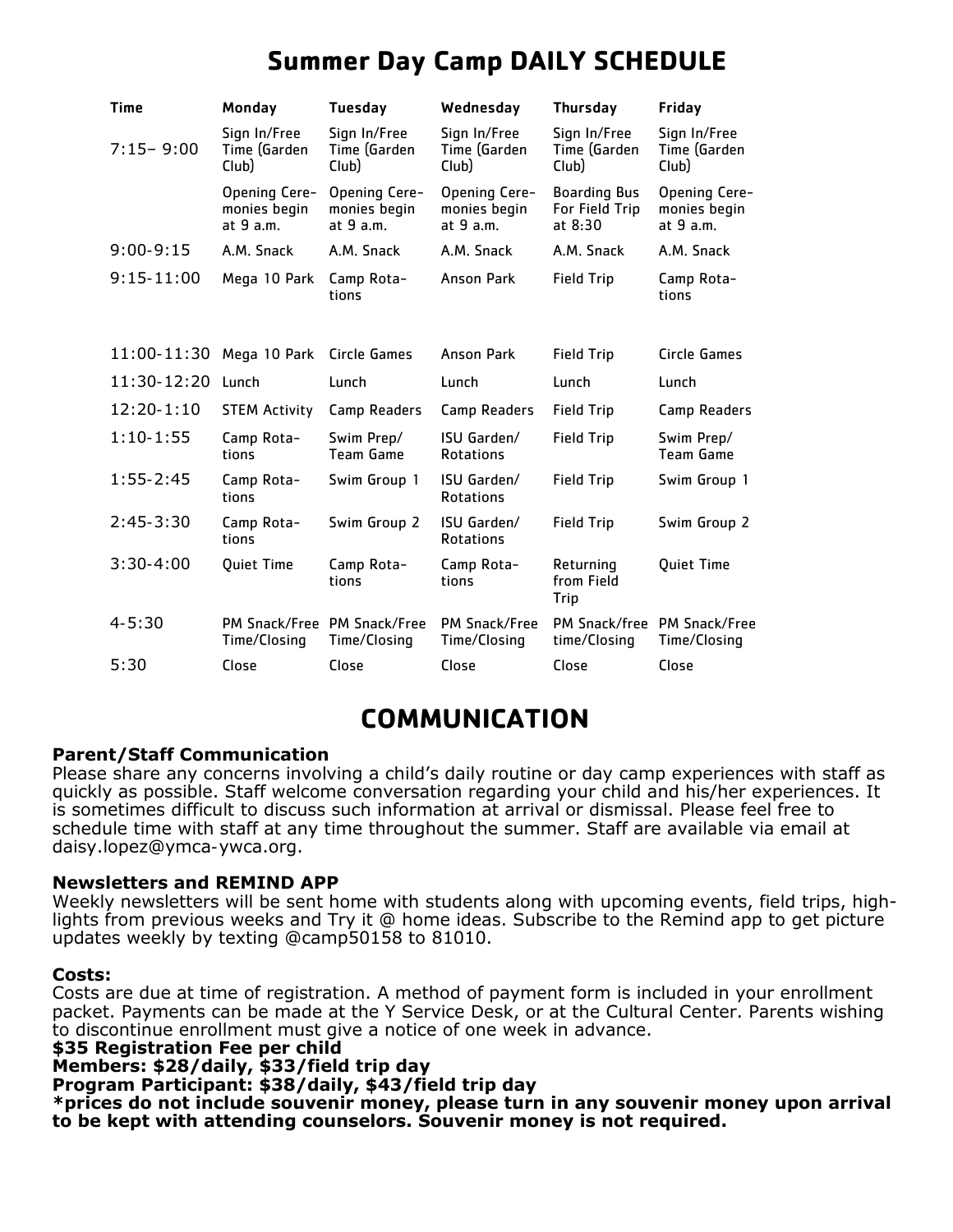# Summer Day Camp DAILY SCHEDULE

| Time | Monday | Tuesday | Wednesday | Thursday | Friday |
|---|---|---|---|---|---|
| 7:15– 9:00 | Sign In/Free Time (Garden Club) | Sign In/Free Time (Garden Club) | Sign In/Free Time (Garden Club) | Sign In/Free Time (Garden Club) | Sign In/Free Time (Garden Club) |
| | Opening Ceremonies begin at 9 a.m. | Opening Ceremonies begin at 9 a.m. | Opening Ceremonies begin at 9 a.m. | Boarding Bus For Field Trip at 8:30 | Opening Ceremonies begin at 9 a.m. |
| 9:00-9:15 | A.M. Snack | A.M. Snack | A.M. Snack | A.M. Snack | A.M. Snack |
| 9:15-11:00 | Mega 10 Park | Camp Rotations | Anson Park | Field Trip | Camp Rotations |
| 11:00-11:30 | Mega 10 Park | Circle Games | Anson Park | Field Trip | Circle Games |
| 11:30-12:20 | Lunch | Lunch | Lunch | Lunch | Lunch |
| 12:20-1:10 | STEM Activity | Camp Readers | Camp Readers | Field Trip | Camp Readers |
| 1:10-1:55 | Camp Rotations | Swim Prep/ Team Game | ISU Garden/ Rotations | Field Trip | Swim Prep/ Team Game |
| 1:55-2:45 | Camp Rotations | Swim Group 1 | ISU Garden/ Rotations | Field Trip | Swim Group 1 |
| 2:45-3:30 | Camp Rotations | Swim Group 2 | ISU Garden/ Rotations | Field Trip | Swim Group 2 |
| 3:30-4:00 | Quiet Time | Camp Rotations | Camp Rotations | Returning from Field Trip | Quiet Time |
| 4-5:30 | PM Snack/Free Time/Closing | PM Snack/Free Time/Closing | PM Snack/Free Time/Closing | PM Snack/free time/Closing | PM Snack/Free Time/Closing |
| 5:30 | Close | Close | Close | Close | Close |

# COMMUNICATION

**Parent/Staff Communication**

Please share any concerns involving a child's daily routine or day camp experiences with staff as quickly as possible. Staff welcome conversation regarding your child and his/her experiences. It is sometimes difficult to discuss such information at arrival or dismissal. Please feel free to schedule time with staff at any time throughout the summer. Staff are available via email at daisy.lopez@ymca-ywca.org.

**Newsletters and REMIND APP**

Weekly newsletters will be sent home with students along with upcoming events, field trips, highlights from previous weeks and Try it @ home ideas. Subscribe to the Remind app to get picture updates weekly by texting @camp50158 to 81010.

**Costs:**

Costs are due at time of registration. A method of payment form is included in your enrollment packet. Payments can be made at the Y Service Desk, or at the Cultural Center. Parents wishing to discontinue enrollment must give a notice of one week in advance.

**$35 Registration Fee per child**

**Members: $28/daily, $33/field trip day**

**Program Participant: $38/daily, $43/field trip day**

***prices do not include souvenir money, please turn in any souvenir money upon arrival to be kept with attending counselors. Souvenir money is not required.**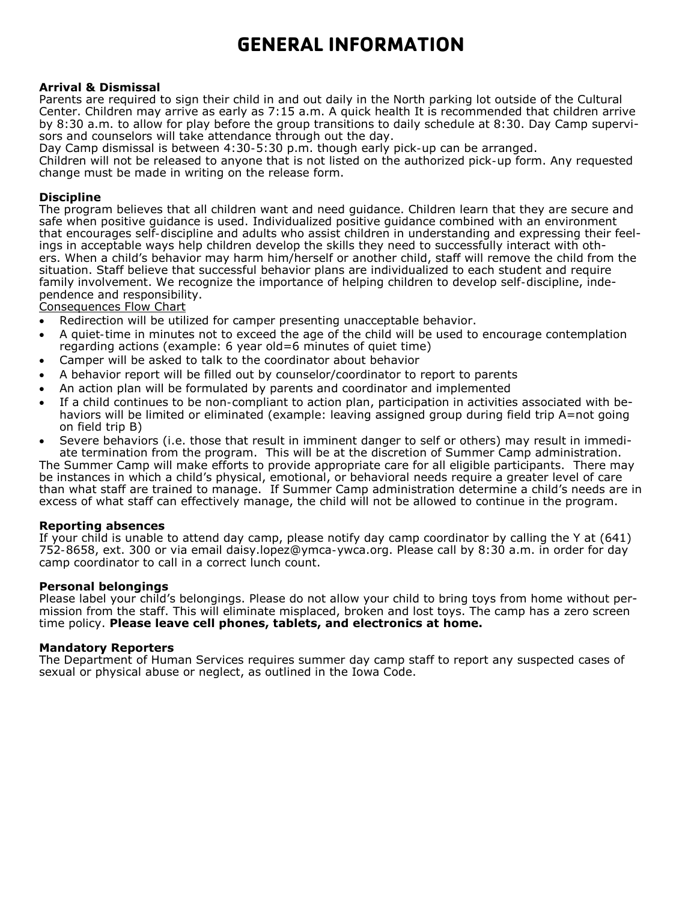# GENERAL INFORMATION

**Arrival & Dismissal**
Parents are required to sign their child in and out daily in the North parking lot outside of the Cultural Center. Children may arrive as early as 7:15 a.m. A quick health It is recommended that children arrive by 8:30 a.m. to allow for play before the group transitions to daily schedule at 8:30. Day Camp supervisors and counselors will take attendance through out the day.
Day Camp dismissal is between 4:30-5:30 p.m. though early pick-up can be arranged.
Children will not be released to anyone that is not listed on the authorized pick-up form. Any requested change must be made in writing on the release form.

**Discipline**
The program believes that all children want and need guidance. Children learn that they are secure and safe when positive guidance is used. Individualized positive guidance combined with an environment that encourages self-discipline and adults who assist children in understanding and expressing their feelings in acceptable ways help children develop the skills they need to successfully interact with others. When a child's behavior may harm him/herself or another child, staff will remove the child from the situation. Staff believe that successful behavior plans are individualized to each student and require family involvement. We recognize the importance of helping children to develop self-discipline, independence and responsibility.
<u>Consequences Flow Chart</u>

- Redirection will be utilized for camper presenting unacceptable behavior.
- A quiet-time in minutes not to exceed the age of the child will be used to encourage contemplation regarding actions (example: 6 year old=6 minutes of quiet time)
- Camper will be asked to talk to the coordinator about behavior
- A behavior report will be filled out by counselor/coordinator to report to parents
- An action plan will be formulated by parents and coordinator and implemented
- If a child continues to be non-compliant to action plan, participation in activities associated with behaviors will be limited or eliminated (example: leaving assigned group during field trip A=not going on field trip B)
- Severe behaviors (i.e. those that result in imminent danger to self or others) may result in immediate termination from the program. This will be at the discretion of Summer Camp administration.

The Summer Camp will make efforts to provide appropriate care for all eligible participants. There may be instances in which a child's physical, emotional, or behavioral needs require a greater level of care than what staff are trained to manage. If Summer Camp administration determine a child's needs are in excess of what staff can effectively manage, the child will not be allowed to continue in the program.

**Reporting absences**
If your child is unable to attend day camp, please notify day camp coordinator by calling the Y at (641) 752-8658, ext. 300 or via email daisy.lopez@ymca-ywca.org. Please call by 8:30 a.m. in order for day camp coordinator to call in a correct lunch count.

**Personal belongings**
Please label your child's belongings. Please do not allow your child to bring toys from home without permission from the staff. This will eliminate misplaced, broken and lost toys. The camp has a zero screen time policy. **Please leave cell phones, tablets, and electronics at home.**

**Mandatory Reporters**
The Department of Human Services requires summer day camp staff to report any suspected cases of sexual or physical abuse or neglect, as outlined in the Iowa Code.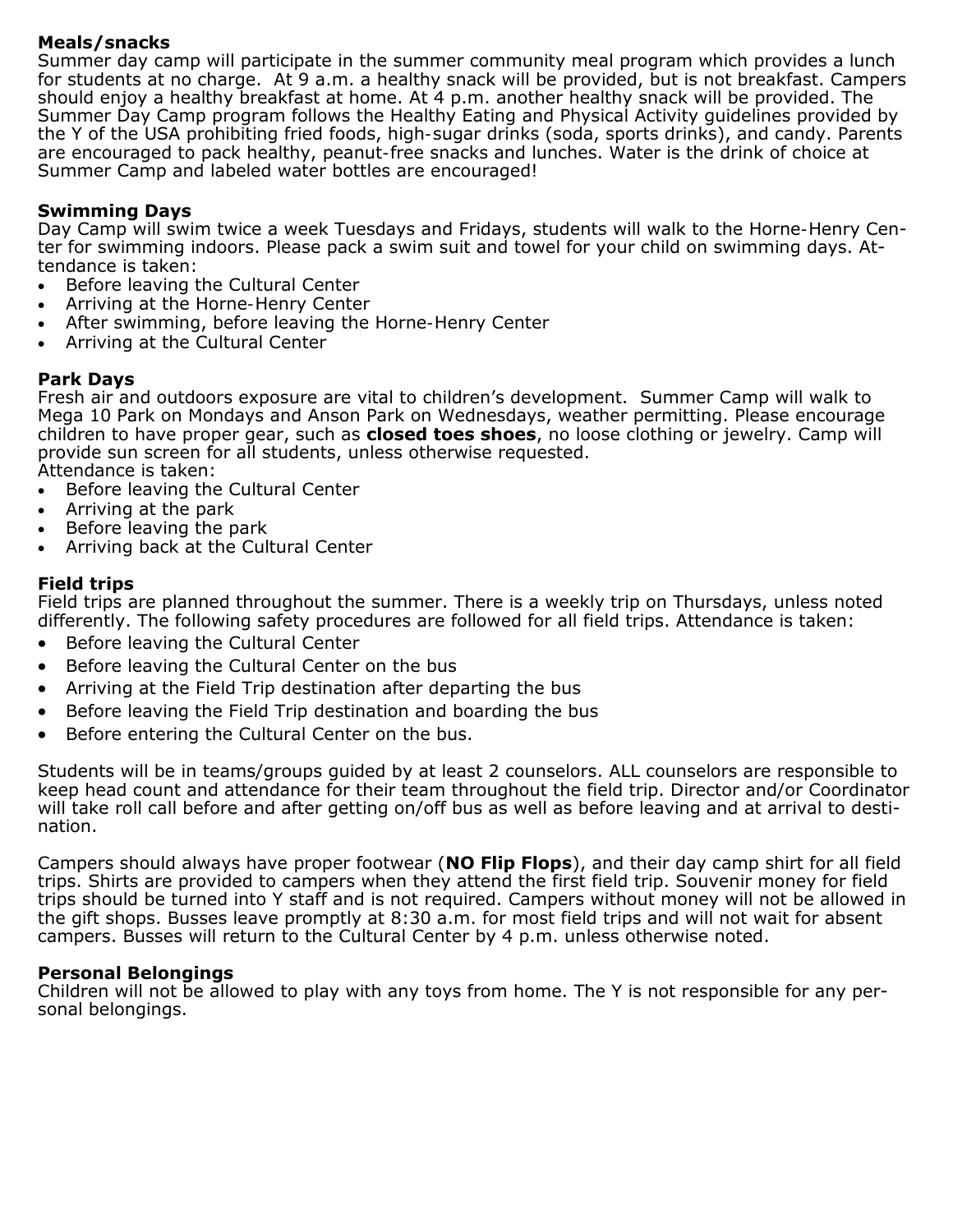**Meals/snacks**

Summer day camp will participate in the summer community meal program which provides a lunch for students at no charge. At 9 a.m. a healthy snack will be provided, but is not breakfast. Campers should enjoy a healthy breakfast at home. At 4 p.m. another healthy snack will be provided. The Summer Day Camp program follows the Healthy Eating and Physical Activity guidelines provided by the Y of the USA prohibiting fried foods, high-sugar drinks (soda, sports drinks), and candy. Parents are encouraged to pack healthy, peanut-free snacks and lunches. Water is the drink of choice at Summer Camp and labeled water bottles are encouraged!

**Swimming Days**

Day Camp will swim twice a week Tuesdays and Fridays, students will walk to the Horne-Henry Center for swimming indoors. Please pack a swim suit and towel for your child on swimming days. Attendance is taken:

- Before leaving the Cultural Center
- Arriving at the Horne-Henry Center
- After swimming, before leaving the Horne-Henry Center
- Arriving at the Cultural Center

**Park Days**

Fresh air and outdoors exposure are vital to children's development. Summer Camp will walk to Mega 10 Park on Mondays and Anson Park on Wednesdays, weather permitting. Please encourage children to have proper gear, such as **closed toes shoes**, no loose clothing or jewelry. Camp will provide sun screen for all students, unless otherwise requested.
Attendance is taken:

- Before leaving the Cultural Center
- Arriving at the park
- Before leaving the park
- Arriving back at the Cultural Center

**Field trips**

Field trips are planned throughout the summer. There is a weekly trip on Thursdays, unless noted differently. The following safety procedures are followed for all field trips. Attendance is taken:

- Before leaving the Cultural Center
- Before leaving the Cultural Center on the bus
- Arriving at the Field Trip destination after departing the bus
- Before leaving the Field Trip destination and boarding the bus
- Before entering the Cultural Center on the bus.

Students will be in teams/groups guided by at least 2 counselors. ALL counselors are responsible to keep head count and attendance for their team throughout the field trip. Director and/or Coordinator will take roll call before and after getting on/off bus as well as before leaving and at arrival to destination.

Campers should always have proper footwear (**NO Flip Flops**), and their day camp shirt for all field trips. Shirts are provided to campers when they attend the first field trip. Souvenir money for field trips should be turned into Y staff and is not required. Campers without money will not be allowed in the gift shops. Busses leave promptly at 8:30 a.m. for most field trips and will not wait for absent campers. Busses will return to the Cultural Center by 4 p.m. unless otherwise noted.

**Personal Belongings**

Children will not be allowed to play with any toys from home. The Y is not responsible for any personal belongings.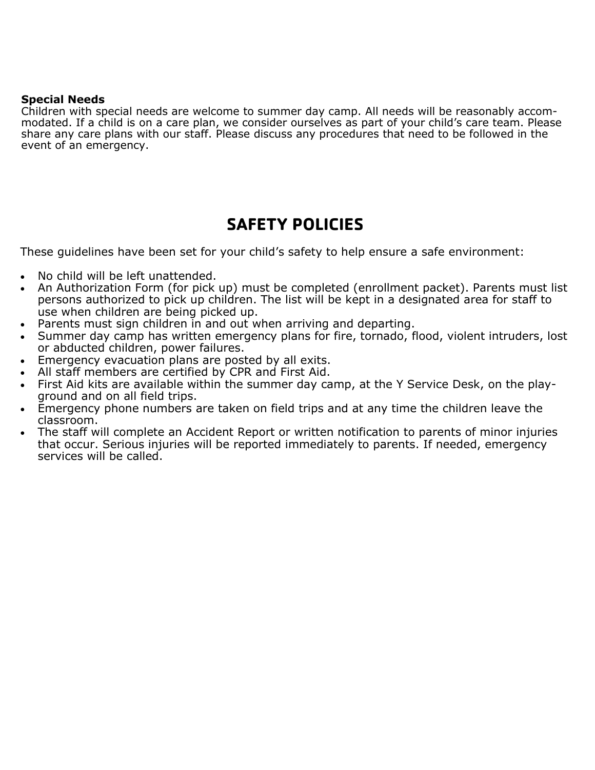**Special Needs**

Children with special needs are welcome to summer day camp. All needs will be reasonably accommodated. If a child is on a care plan, we consider ourselves as part of your child's care team. Please share any care plans with our staff. Please discuss any procedures that need to be followed in the event of an emergency.

## SAFETY POLICIES

These guidelines have been set for your child's safety to help ensure a safe environment:

- No child will be left unattended.
- An Authorization Form (for pick up) must be completed (enrollment packet). Parents must list persons authorized to pick up children. The list will be kept in a designated area for staff to use when children are being picked up.
- Parents must sign children in and out when arriving and departing.
- Summer day camp has written emergency plans for fire, tornado, flood, violent intruders, lost or abducted children, power failures.
- Emergency evacuation plans are posted by all exits.
- All staff members are certified by CPR and First Aid.
- First Aid kits are available within the summer day camp, at the Y Service Desk, on the playground and on all field trips.
- Emergency phone numbers are taken on field trips and at any time the children leave the classroom.
- The staff will complete an Accident Report or written notification to parents of minor injuries that occur. Serious injuries will be reported immediately to parents. If needed, emergency services will be called.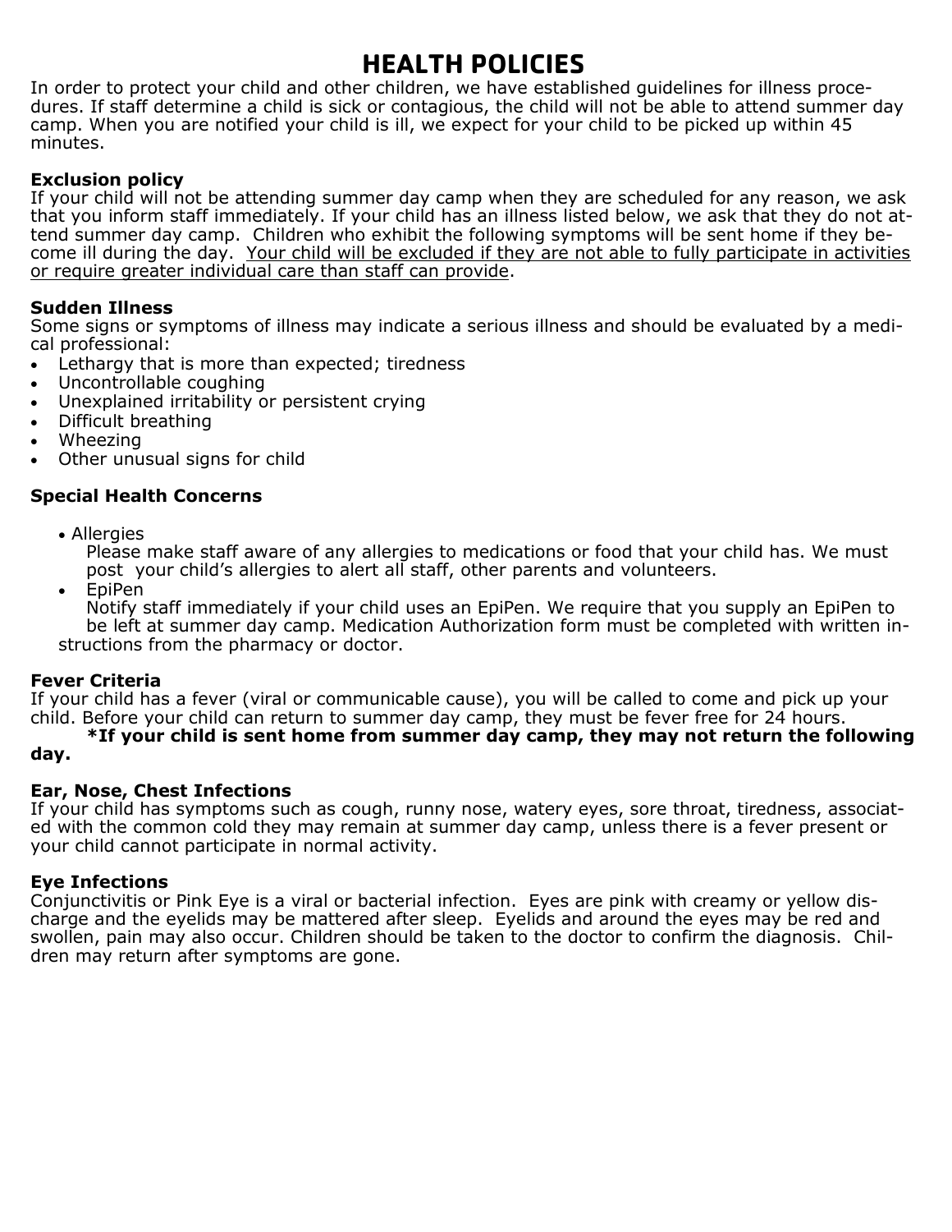# HEALTH POLICIES

In order to protect your child and other children, we have established guidelines for illness procedures. If staff determine a child is sick or contagious, the child will not be able to attend summer day camp. When you are notified your child is ill, we expect for your child to be picked up within 45 minutes.

**Exclusion policy**
If your child will not be attending summer day camp when they are scheduled for any reason, we ask that you inform staff immediately. If your child has an illness listed below, we ask that they do not attend summer day camp. Children who exhibit the following symptoms will be sent home if they become ill during the day. <u>Your child will be excluded if they are not able to fully participate in activities or require greater individual care than staff can provide</u>.

**Sudden Illness**
Some signs or symptoms of illness may indicate a serious illness and should be evaluated by a medical professional:

- Lethargy that is more than expected; tiredness
- Uncontrollable coughing
- Unexplained irritability or persistent crying
- Difficult breathing
- Wheezing
- Other unusual signs for child

**Special Health Concerns**

- Allergies
  Please make staff aware of any allergies to medications or food that your child has. We must post your child's allergies to alert all staff, other parents and volunteers.
- EpiPen
  Notify staff immediately if your child uses an EpiPen. We require that you supply an EpiPen to be left at summer day camp. Medication Authorization form must be completed with written instructions from the pharmacy or doctor.

**Fever Criteria**
If your child has a fever (viral or communicable cause), you will be called to come and pick up your child. Before your child can return to summer day camp, they must be fever free for 24 hours.
**\*If your child is sent home from summer day camp, they may not return the following day.**

**Ear, Nose, Chest Infections**
If your child has symptoms such as cough, runny nose, watery eyes, sore throat, tiredness, associated with the common cold they may remain at summer day camp, unless there is a fever present or your child cannot participate in normal activity.

**Eye Infections**
Conjunctivitis or Pink Eye is a viral or bacterial infection. Eyes are pink with creamy or yellow discharge and the eyelids may be mattered after sleep. Eyelids and around the eyes may be red and swollen, pain may also occur. Children should be taken to the doctor to confirm the diagnosis. Children may return after symptoms are gone.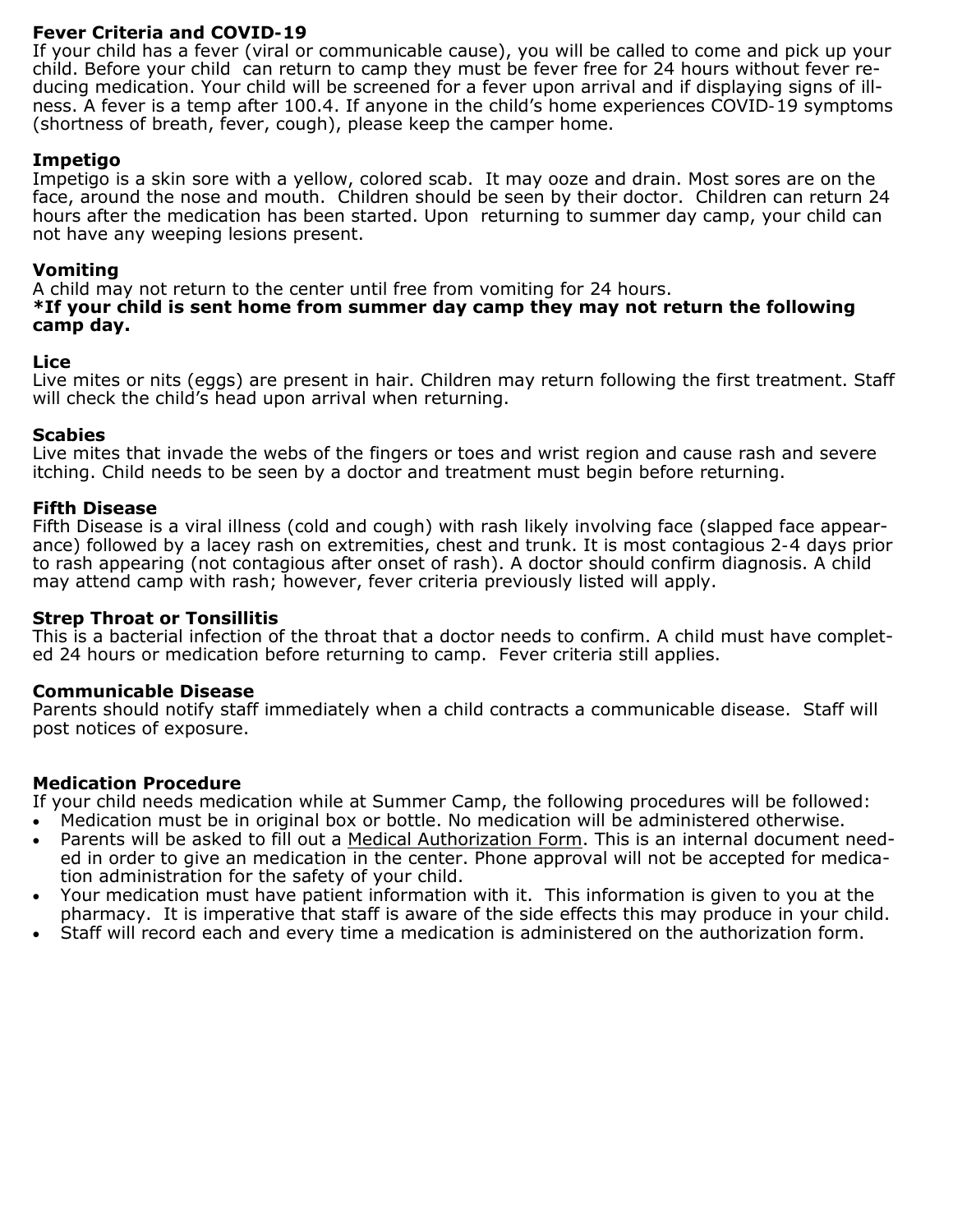**Fever Criteria and COVID-19**

If your child has a fever (viral or communicable cause), you will be called to come and pick up your child. Before your child can return to camp they must be fever free for 24 hours without fever reducing medication. Your child will be screened for a fever upon arrival and if displaying signs of illness. A fever is a temp after 100.4. If anyone in the child's home experiences COVID-19 symptoms (shortness of breath, fever, cough), please keep the camper home.

**Impetigo**

Impetigo is a skin sore with a yellow, colored scab. It may ooze and drain. Most sores are on the face, around the nose and mouth. Children should be seen by their doctor. Children can return 24 hours after the medication has been started. Upon returning to summer day camp, your child can not have any weeping lesions present.

**Vomiting**

A child may not return to the center until free from vomiting for 24 hours.

**\*If your child is sent home from summer day camp they may not return the following camp day.**

**Lice**

Live mites or nits (eggs) are present in hair. Children may return following the first treatment. Staff will check the child's head upon arrival when returning.

**Scabies**

Live mites that invade the webs of the fingers or toes and wrist region and cause rash and severe itching. Child needs to be seen by a doctor and treatment must begin before returning.

**Fifth Disease**

Fifth Disease is a viral illness (cold and cough) with rash likely involving face (slapped face appearance) followed by a lacey rash on extremities, chest and trunk. It is most contagious 2-4 days prior to rash appearing (not contagious after onset of rash). A doctor should confirm diagnosis. A child may attend camp with rash; however, fever criteria previously listed will apply.

**Strep Throat or Tonsillitis**

This is a bacterial infection of the throat that a doctor needs to confirm. A child must have completed 24 hours or medication before returning to camp. Fever criteria still applies.

**Communicable Disease**

Parents should notify staff immediately when a child contracts a communicable disease. Staff will post notices of exposure.

**Medication Procedure**

If your child needs medication while at Summer Camp, the following procedures will be followed:

- Medication must be in original box or bottle. No medication will be administered otherwise.
- Parents will be asked to fill out a Medical Authorization Form. This is an internal document needed in order to give an medication in the center. Phone approval will not be accepted for medication administration for the safety of your child.
- Your medication must have patient information with it. This information is given to you at the pharmacy. It is imperative that staff is aware of the side effects this may produce in your child.
- Staff will record each and every time a medication is administered on the authorization form.